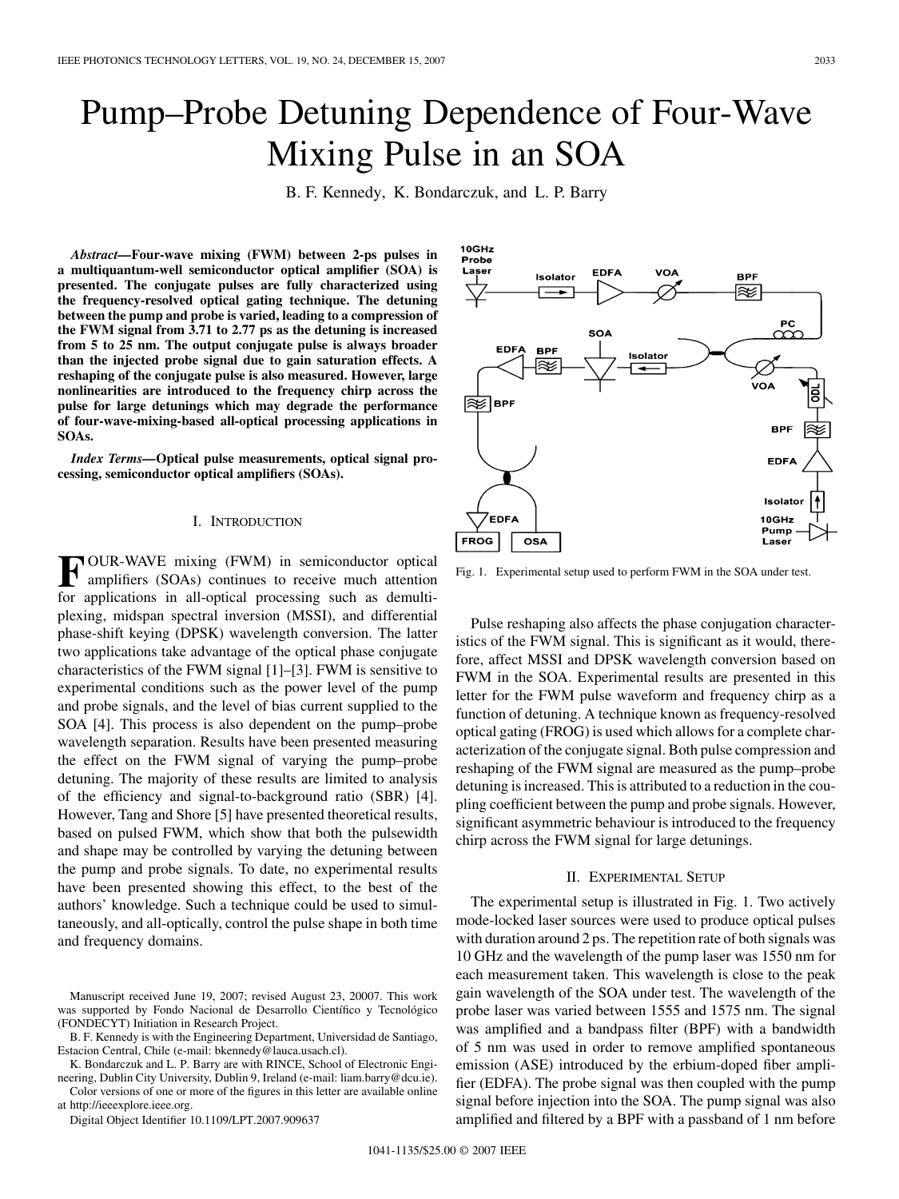# Pump–Probe Detuning Dependence of Four-Wave Mixing Pulse in an SOA

B. F. Kennedy, K. Bondarczuk, and L. P. Barry

***Abstract*—Four-wave mixing (FWM) between 2-ps pulses in a multiquantum-well semiconductor optical amplifier (SOA) is presented. The conjugate pulses are fully characterized using the frequency-resolved optical gating technique. The detuning between the pump and probe is varied, leading to a compression of the FWM signal from 3.71 to 2.77 ps as the detuning is increased from 5 to 25 nm. The output conjugate pulse is always broader than the injected probe signal due to gain saturation effects. A reshaping of the conjugate pulse is also measured. However, large nonlinearities are introduced to the frequency chirp across the pulse for large detunings which may degrade the performance of four-wave-mixing-based all-optical processing applications in SOAs.**

***Index Terms*—Optical pulse measurements, optical signal processing, semiconductor optical amplifiers (SOAs).**

## I. Introduction

FOUR-WAVE mixing (FWM) in semiconductor optical amplifiers (SOAs) continues to receive much attention for applications in all-optical processing such as demultiplexing, midspan spectral inversion (MSSI), and differential phase-shift keying (DPSK) wavelength conversion. The latter two applications take advantage of the optical phase conjugate characteristics of the FWM signal [1]–[3]. FWM is sensitive to experimental conditions such as the power level of the pump and probe signals, and the level of bias current supplied to the SOA [4]. This process is also dependent on the pump–probe wavelength separation. Results have been presented measuring the effect on the FWM signal of varying the pump–probe detuning. The majority of these results are limited to analysis of the efficiency and signal-to-background ratio (SBR) [4]. However, Tang and Shore [5] have presented theoretical results, based on pulsed FWM, which show that both the pulsewidth and shape may be controlled by varying the detuning between the pump and probe signals. To date, no experimental results have been presented showing this effect, to the best of the authors' knowledge. Such a technique could be used to simultaneously, and all-optically, control the pulse shape in both time and frequency domains.

Manuscript received June 19, 2007; revised August 23, 20007. This work was supported by Fondo Nacional de Desarrollo Científico y Tecnológico (FONDECYT) Initiation in Research Project.

B. F. Kennedy is with the Engineering Department, Universidad de Santiago, Estacion Central, Chile (e-mail: bkennedy@lauca.usach.cl).

K. Bondarczuk and L. P. Barry are with RINCE, School of Electronic Engineering, Dublin City University, Dublin 9, Ireland (e-mail: liam.barry@dcu.ie).

Color versions of one or more of the figures in this letter are available online at http://ieeexplore.ieee.org.

Digital Object Identifier 10.1109/LPT.2007.909637

Fig. 1. Experimental setup used to perform FWM in the SOA under test.

Pulse reshaping also affects the phase conjugation characteristics of the FWM signal. This is significant as it would, therefore, affect MSSI and DPSK wavelength conversion based on FWM in the SOA. Experimental results are presented in this letter for the FWM pulse waveform and frequency chirp as a function of detuning. A technique known as frequency-resolved optical gating (FROG) is used which allows for a complete characterization of the conjugate signal. Both pulse compression and reshaping of the FWM signal are measured as the pump–probe detuning is increased. This is attributed to a reduction in the coupling coefficient between the pump and probe signals. However, significant asymmetric behaviour is introduced to the frequency chirp across the FWM signal for large detunings.

## II. Experimental Setup

The experimental setup is illustrated in Fig. 1. Two actively mode-locked laser sources were used to produce optical pulses with duration around 2 ps. The repetition rate of both signals was 10 GHz and the wavelength of the pump laser was 1550 nm for each measurement taken. This wavelength is close to the peak gain wavelength of the SOA under test. The wavelength of the probe laser was varied between 1555 and 1575 nm. The signal was amplified and a bandpass filter (BPF) with a bandwidth of 5 nm was used in order to remove amplified spontaneous emission (ASE) introduced by the erbium-doped fiber amplifier (EDFA). The probe signal was then coupled with the pump signal before injection into the SOA. The pump signal was also amplified and filtered by a BPF with a passband of 1 nm before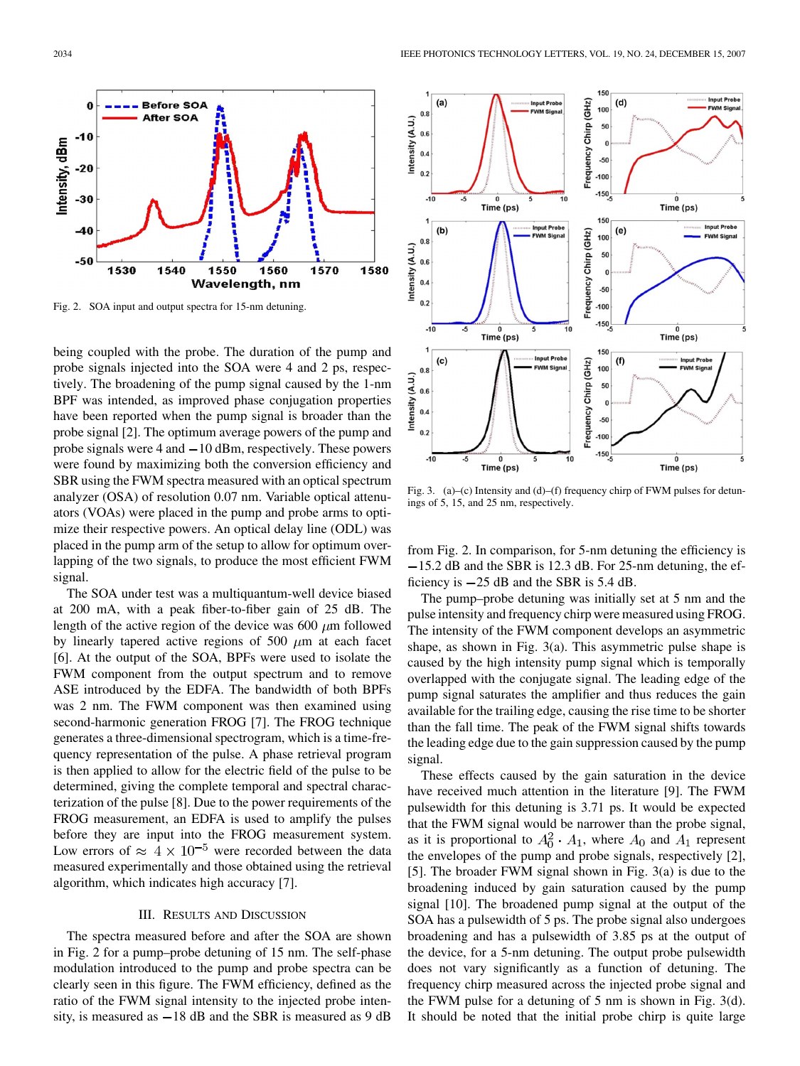Fig. 2. SOA input and output spectra for 15-nm detuning.

being coupled with the probe. The duration of the pump and probe signals injected into the SOA were 4 and 2 ps, respectively. The broadening of the pump signal caused by the 1-nm BPF was intended, as improved phase conjugation properties have been reported when the pump signal is broader than the probe signal [2]. The optimum average powers of the pump and probe signals were 4 and −10 dBm, respectively. These powers were found by maximizing both the conversion efficiency and SBR using the FWM spectra measured with an optical spectrum analyzer (OSA) of resolution 0.07 nm. Variable optical attenuators (VOAs) were placed in the pump and probe arms to optimize their respective powers. An optical delay line (ODL) was placed in the pump arm of the setup to allow for optimum overlapping of the two signals, to produce the most efficient FWM signal.

The SOA under test was a multiquantum-well device biased at 200 mA, with a peak fiber-to-fiber gain of 25 dB. The length of the active region of the device was 600 $\mu$m followed by linearly tapered active regions of 500 $\mu$m at each facet [6]. At the output of the SOA, BPFs were used to isolate the FWM component from the output spectrum and to remove ASE introduced by the EDFA. The bandwidth of both BPFs was 2 nm. The FWM component was then examined using second-harmonic generation FROG [7]. The FROG technique generates a three-dimensional spectrogram, which is a time-frequency representation of the pulse. A phase retrieval program is then applied to allow for the electric field of the pulse to be determined, giving the complete temporal and spectral characterization of the pulse [8]. Due to the power requirements of the FROG measurement, an EDFA is used to amplify the pulses before they are input into the FROG measurement system. Low errors of $\approx 4 \times 10^{-5}$ were recorded between the data measured experimentally and those obtained using the retrieval algorithm, which indicates high accuracy [7].

## III. Results and Discussion

The spectra measured before and after the SOA are shown in Fig. 2 for a pump–probe detuning of 15 nm. The self-phase modulation introduced to the pump and probe spectra can be clearly seen in this figure. The FWM efficiency, defined as the ratio of the FWM signal intensity to the injected probe intensity, is measured as −18 dB and the SBR is measured as 9 dB from Fig. 2. In comparison, for 5-nm detuning the efficiency is −15.2 dB and the SBR is 12.3 dB. For 25-nm detuning, the efficiency is −25 dB and the SBR is 5.4 dB.

Fig. 3. (a)–(c) Intensity and (d)–(f) frequency chirp of FWM pulses for detunings of 5, 15, and 25 nm, respectively.

The pump–probe detuning was initially set at 5 nm and the pulse intensity and frequency chirp were measured using FROG. The intensity of the FWM component develops an asymmetric shape, as shown in Fig. 3(a). This asymmetric pulse shape is caused by the high intensity pump signal which is temporally overlapped with the conjugate signal. The leading edge of the pump signal saturates the amplifier and thus reduces the gain available for the trailing edge, causing the rise time to be shorter than the fall time. The peak of the FWM signal shifts towards the leading edge due to the gain suppression caused by the pump signal.

These effects caused by the gain saturation in the device have received much attention in the literature [9]. The FWM pulsewidth for this detuning is 3.71 ps. It would be expected that the FWM signal would be narrower than the probe signal, as it is proportional to $A_0^2 \cdot A_1$, where $A_0$ and $A_1$ represent the envelopes of the pump and probe signals, respectively [2], [5]. The broader FWM signal shown in Fig. 3(a) is due to the broadening induced by gain saturation caused by the pump signal [10]. The broadened pump signal at the output of the SOA has a pulsewidth of 5 ps. The probe signal also undergoes broadening and has a pulsewidth of 3.85 ps at the output of the device, for a 5-nm detuning. The output probe pulsewidth does not vary significantly as a function of detuning. The frequency chirp measured across the injected probe signal and the FWM pulse for a detuning of 5 nm is shown in Fig. 3(d). It should be noted that the initial probe chirp is quite large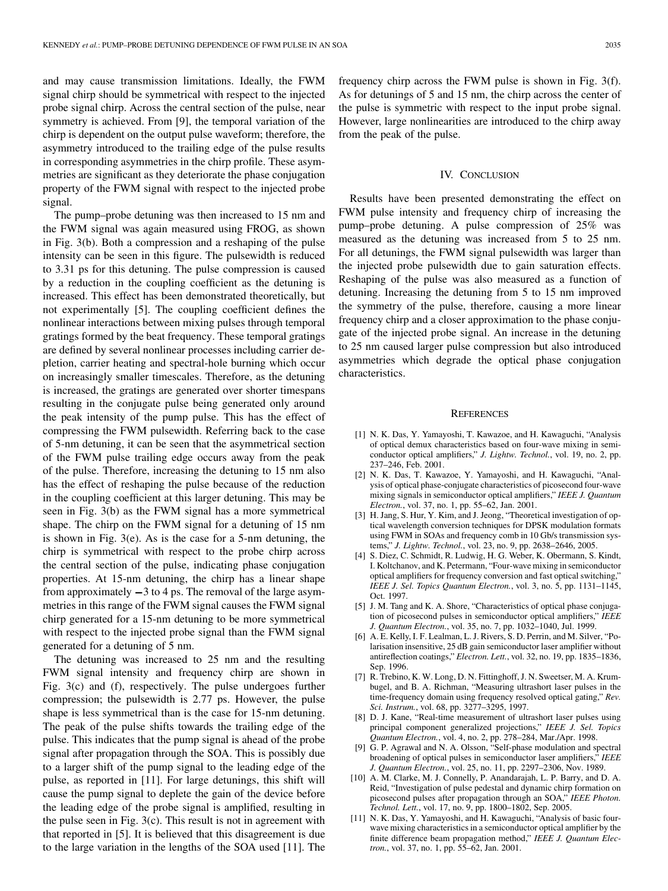and may cause transmission limitations. Ideally, the FWM signal chirp should be symmetrical with respect to the injected probe signal chirp. Across the central section of the pulse, near symmetry is achieved. From [9], the temporal variation of the chirp is dependent on the output pulse waveform; therefore, the asymmetry introduced to the trailing edge of the pulse results in corresponding asymmetries in the chirp profile. These asymmetries are significant as they deteriorate the phase conjugation property of the FWM signal with respect to the injected probe signal.

The pump–probe detuning was then increased to 15 nm and the FWM signal was again measured using FROG, as shown in Fig. 3(b). Both a compression and a reshaping of the pulse intensity can be seen in this figure. The pulsewidth is reduced to 3.31 ps for this detuning. The pulse compression is caused by a reduction in the coupling coefficient as the detuning is increased. This effect has been demonstrated theoretically, but not experimentally [5]. The coupling coefficient defines the nonlinear interactions between mixing pulses through temporal gratings formed by the beat frequency. These temporal gratings are defined by several nonlinear processes including carrier depletion, carrier heating and spectral-hole burning which occur on increasingly smaller timescales. Therefore, as the detuning is increased, the gratings are generated over shorter timespans resulting in the conjugate pulse being generated only around the peak intensity of the pump pulse. This has the effect of compressing the FWM pulsewidth. Referring back to the case of 5-nm detuning, it can be seen that the asymmetrical section of the FWM pulse trailing edge occurs away from the peak of the pulse. Therefore, increasing the detuning to 15 nm also has the effect of reshaping the pulse because of the reduction in the coupling coefficient at this larger detuning. This may be seen in Fig. 3(b) as the FWM signal has a more symmetrical shape. The chirp on the FWM signal for a detuning of 15 nm is shown in Fig. 3(e). As is the case for a 5-nm detuning, the chirp is symmetrical with respect to the probe chirp across the central section of the pulse, indicating phase conjugation properties. At 15-nm detuning, the chirp has a linear shape from approximately $-3$ to 4 ps. The removal of the large asymmetries in this range of the FWM signal causes the FWM signal chirp generated for a 15-nm detuning to be more symmetrical with respect to the injected probe signal than the FWM signal generated for a detuning of 5 nm.

The detuning was increased to 25 nm and the resulting FWM signal intensity and frequency chirp are shown in Fig. 3(c) and (f), respectively. The pulse undergoes further compression; the pulsewidth is 2.77 ps. However, the pulse shape is less symmetrical than is the case for 15-nm detuning. The peak of the pulse shifts towards the trailing edge of the pulse. This indicates that the pump signal is ahead of the probe signal after propagation through the SOA. This is possibly due to a larger shift of the pump signal to the leading edge of the pulse, as reported in [11]. For large detunings, this shift will cause the pump signal to deplete the gain of the device before the leading edge of the probe signal is amplified, resulting in the pulse seen in Fig. 3(c). This result is not in agreement with that reported in [5]. It is believed that this disagreement is due to the large variation in the lengths of the SOA used [11]. The frequency chirp across the FWM pulse is shown in Fig. 3(f). As for detunings of 5 and 15 nm, the chirp across the center of the pulse is symmetric with respect to the input probe signal. However, large nonlinearities are introduced to the chirp away from the peak of the pulse.

## IV. Conclusion

Results have been presented demonstrating the effect on FWM pulse intensity and frequency chirp of increasing the pump–probe detuning. A pulse compression of 25% was measured as the detuning was increased from 5 to 25 nm. For all detunings, the FWM signal pulsewidth was larger than the injected probe pulsewidth due to gain saturation effects. Reshaping of the pulse was also measured as a function of detuning. Increasing the detuning from 5 to 15 nm improved the symmetry of the pulse, therefore, causing a more linear frequency chirp and a closer approximation to the phase conjugate of the injected probe signal. An increase in the detuning to 25 nm caused larger pulse compression but also introduced asymmetries which degrade the optical phase conjugation characteristics.

## References

[1] N. K. Das, Y. Yamayoshi, T. Kawazoe, and H. Kawaguchi, "Analysis of optical demux characteristics based on four-wave mixing in semiconductor optical amplifiers," *J. Lightw. Technol.*, vol. 19, no. 2, pp. 237–246, Feb. 2001.

[2] N. K. Das, T. Kawazoe, Y. Yamayoshi, and H. Kawaguchi, "Analysis of optical phase-conjugate characteristics of picosecond four-wave mixing signals in semiconductor optical amplifiers," *IEEE J. Quantum Electron.*, vol. 37, no. 1, pp. 55–62, Jan. 2001.

[3] H. Jang, S. Hur, Y. Kim, and J. Jeong, "Theoretical investigation of optical wavelength conversion techniques for DPSK modulation formats using FWM in SOAs and frequency comb in 10 Gb/s transmission systems," *J. Lightw. Technol.*, vol. 23, no. 9, pp. 2638–2646, 2005.

[4] S. Diez, C. Schmidt, R. Ludwig, H. G. Weber, K. Obermann, S. Kindt, I. Koltchanov, and K. Petermann, "Four-wave mixing in semiconductor optical amplifiers for frequency conversion and fast optical switching," *IEEE J. Sel. Topics Quantum Electron.*, vol. 3, no. 5, pp. 1131–1145, Oct. 1997.

[5] J. M. Tang and K. A. Shore, "Characteristics of optical phase conjugation of picosecond pulses in semiconductor optical amplifiers," *IEEE J. Quantum Electron.*, vol. 35, no. 7, pp. 1032–1040, Jul. 1999.

[6] A. E. Kelly, I. F. Lealman, L. J. Rivers, S. D. Perrin, and M. Silver, "Polarisation insensitive, 25 dB gain semiconductor laser amplifier without antireflection coatings," *Electron. Lett.*, vol. 32, no. 19, pp. 1835–1836, Sep. 1996.

[7] R. Trebino, K. W. Long, D. N. Fittinghoff, J. N. Sweetser, M. A. Krumbugel, and B. A. Richman, "Measuring ultrashort laser pulses in the time-frequency domain using frequency resolved optical gating," *Rev. Sci. Instrum.*, vol. 68, pp. 3277–3295, 1997.

[8] D. J. Kane, "Real-time measurement of ultrashort laser pulses using principal component generalized projections," *IEEE J. Sel. Topics Quantum Electron.*, vol. 4, no. 2, pp. 278–284, Mar./Apr. 1998.

[9] G. P. Agrawal and N. A. Olsson, "Self-phase modulation and spectral broadening of optical pulses in semiconductor laser amplifiers," *IEEE J. Quantum Electron.*, vol. 25, no. 11, pp. 2297–2306, Nov. 1989.

[10] A. M. Clarke, M. J. Connelly, P. Anandarajah, L. P. Barry, and D. A. Reid, "Investigation of pulse pedestal and dynamic chirp formation on picosecond pulses after propagation through an SOA," *IEEE Photon. Technol. Lett.*, vol. 17, no. 9, pp. 1800–1802, Sep. 2005.

[11] N. K. Das, Y. Yamayoshi, and H. Kawaguchi, "Analysis of basic four-wave mixing characteristics in a semiconductor optical amplifier by the finite difference beam propagation method," *IEEE J. Quantum Electron.*, vol. 37, no. 1, pp. 55–62, Jan. 2001.